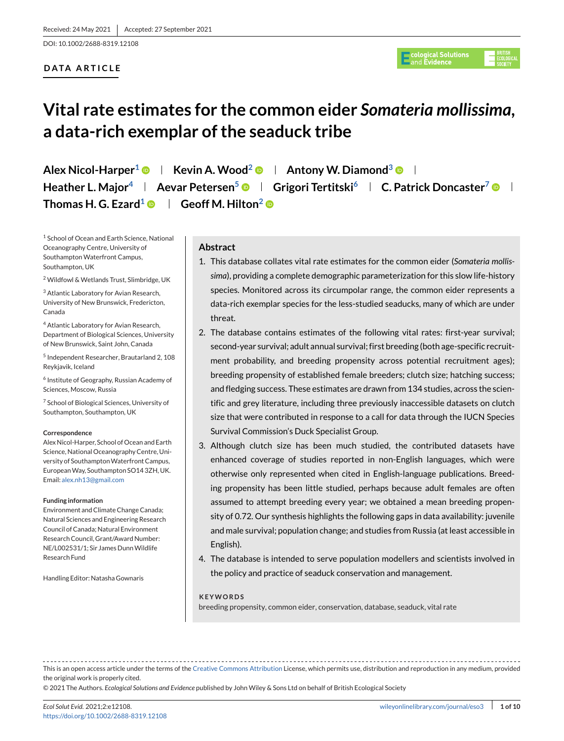Received: 24 May 2021 | Accepted: 27 September 2021

DOI: 10.1002/2688-8319.12108

DATA ARTICLE

# Vital rate estimates for the common eider *Somateria mollissima*, a data-rich exemplar of the seaduck tribe

**Alex Nicol-Harper**[1] | **Kevin A. Wood**[2] | **Antony W. Diamond**[3] | **Heather L. Major**[4] | **Aevar Petersen**[5] | **Grigori Tertitski**[6] | **C. Patrick Doncaster**[7] | **Thomas H. G. Ezard**[1] | **Geoff M. Hilton**[2]

[1] School of Ocean and Earth Science, National Oceanography Centre, University of Southampton Waterfront Campus, Southampton, UK

[2] Wildfowl & Wetlands Trust, Slimbridge, UK

[3] Atlantic Laboratory for Avian Research, University of New Brunswick, Fredericton, Canada

[4] Atlantic Laboratory for Avian Research, Department of Biological Sciences, University of New Brunswick, Saint John, Canada

[5] Independent Researcher, Brautarland 2, 108 Reykjavik, Iceland

[6] Institute of Geography, Russian Academy of Sciences, Moscow, Russia

[7] School of Biological Sciences, University of Southampton, Southampton, UK

**Correspondence**
Alex Nicol-Harper, School of Ocean and Earth Science, National Oceanography Centre, University of Southampton Waterfront Campus, European Way, Southampton SO14 3ZH, UK.
Email: alex.nh13@gmail.com

**Funding information**
Environment and Climate Change Canada; Natural Sciences and Engineering Research Council of Canada; Natural Environment Research Council, Grant/Award Number: NE/L002531/1; Sir James Dunn Wildlife Research Fund

Handling Editor: Natasha Gownaris

## Abstract

1. This database collates vital rate estimates for the common eider (*Somateria mollissima*), providing a complete demographic parameterization for this slow life-history species. Monitored across its circumpolar range, the common eider represents a data-rich exemplar species for the less-studied seaducks, many of which are under threat.
2. The database contains estimates of the following vital rates: first-year survival; second-year survival; adult annual survival; first breeding (both age-specific recruitment probability, and breeding propensity across potential recruitment ages); breeding propensity of established female breeders; clutch size; hatching success; and fledging success. These estimates are drawn from 134 studies, across the scientific and grey literature, including three previously inaccessible datasets on clutch size that were contributed in response to a call for data through the IUCN Species Survival Commission's Duck Specialist Group.
3. Although clutch size has been much studied, the contributed datasets have enhanced coverage of studies reported in non-English languages, which were otherwise only represented when cited in English-language publications. Breeding propensity has been little studied, perhaps because adult females are often assumed to attempt breeding every year; we obtained a mean breeding propensity of 0.72. Our synthesis highlights the following gaps in data availability: juvenile and male survival; population change; and studies from Russia (at least accessible in English).
4. The database is intended to serve population modellers and scientists involved in the policy and practice of seaduck conservation and management.

**KEYWORDS**
breeding propensity, common eider, conservation, database, seaduck, vital rate

This is an open access article under the terms of the Creative Commons Attribution License, which permits use, distribution and reproduction in any medium, provided the original work is properly cited.
© 2021 The Authors. *Ecological Solutions and Evidence* published by John Wiley & Sons Ltd on behalf of British Ecological Society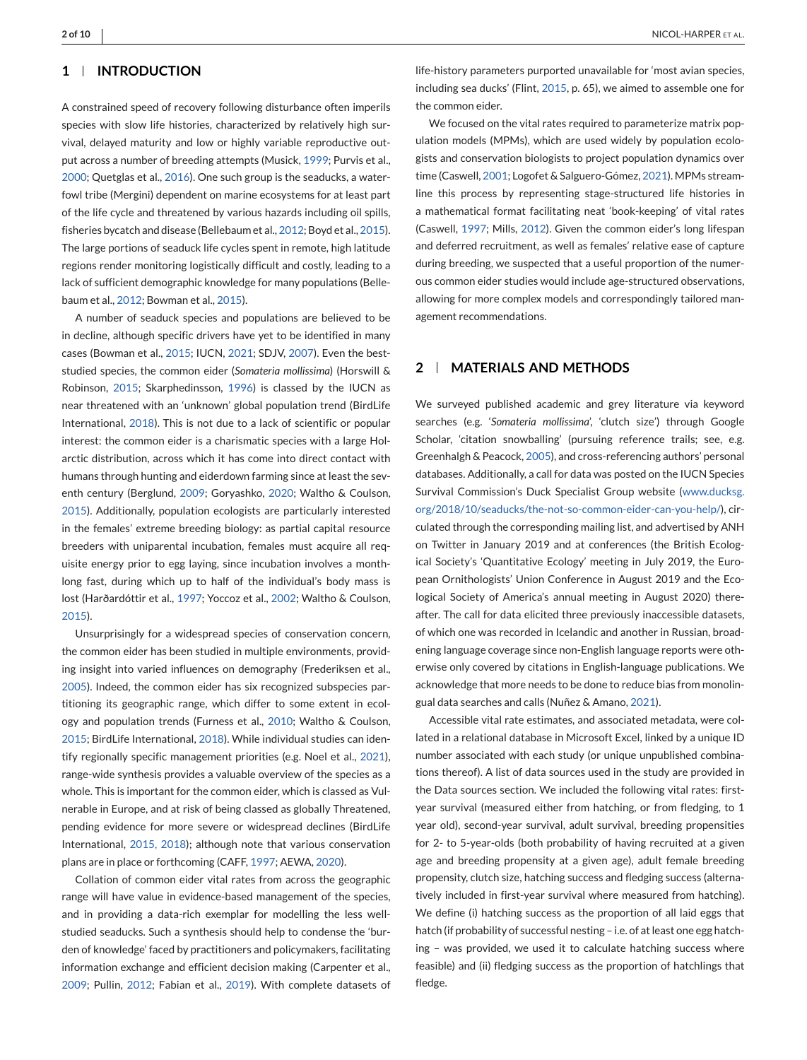## 1 | INTRODUCTION

A constrained speed of recovery following disturbance often imperils species with slow life histories, characterized by relatively high survival, delayed maturity and low or highly variable reproductive output across a number of breeding attempts (Musick, 1999; Purvis et al., 2000; Quetglas et al., 2016). One such group is the seaducks, a waterfowl tribe (Mergini) dependent on marine ecosystems for at least part of the life cycle and threatened by various hazards including oil spills, fisheries bycatch and disease (Bellebaum et al., 2012; Boyd et al., 2015). The large portions of seaduck life cycles spent in remote, high latitude regions render monitoring logistically difficult and costly, leading to a lack of sufficient demographic knowledge for many populations (Bellebaum et al., 2012; Bowman et al., 2015).

A number of seaduck species and populations are believed to be in decline, although specific drivers have yet to be identified in many cases (Bowman et al., 2015; IUCN, 2021; SDJV, 2007). Even the best-studied species, the common eider (*Somateria mollissima*) (Horswill & Robinson, 2015; Skarphedinsson, 1996) is classed by the IUCN as near threatened with an 'unknown' global population trend (BirdLife International, 2018). This is not due to a lack of scientific or popular interest: the common eider is a charismatic species with a large Holarctic distribution, across which it has come into direct contact with humans through hunting and eiderdown farming since at least the seventh century (Berglund, 2009; Goryashko, 2020; Waltho & Coulson, 2015). Additionally, population ecologists are particularly interested in the females' extreme breeding biology: as partial capital resource breeders with uniparental incubation, females must acquire all requisite energy prior to egg laying, since incubation involves a month-long fast, during which up to half of the individual's body mass is lost (Harðardóttir et al., 1997; Yoccoz et al., 2002; Waltho & Coulson, 2015).

Unsurprisingly for a widespread species of conservation concern, the common eider has been studied in multiple environments, providing insight into varied influences on demography (Frederiksen et al., 2005). Indeed, the common eider has six recognized subspecies partitioning its geographic range, which differ to some extent in ecology and population trends (Furness et al., 2010; Waltho & Coulson, 2015; BirdLife International, 2018). While individual studies can identify regionally specific management priorities (e.g. Noel et al., 2021), range-wide synthesis provides a valuable overview of the species as a whole. This is important for the common eider, which is classed as Vulnerable in Europe, and at risk of being classed as globally Threatened, pending evidence for more severe or widespread declines (BirdLife International, 2015, 2018); although note that various conservation plans are in place or forthcoming (CAFF, 1997; AEWA, 2020).

Collation of common eider vital rates from across the geographic range will have value in evidence-based management of the species, and in providing a data-rich exemplar for modelling the less well-studied seaducks. Such a synthesis should help to condense the 'burden of knowledge' faced by practitioners and policymakers, facilitating information exchange and efficient decision making (Carpenter et al., 2009; Pullin, 2012; Fabian et al., 2019). With complete datasets of life-history parameters purported unavailable for 'most avian species, including sea ducks' (Flint, 2015, p. 65), we aimed to assemble one for the common eider.

We focused on the vital rates required to parameterize matrix population models (MPMs), which are used widely by population ecologists and conservation biologists to project population dynamics over time (Caswell, 2001; Logofet & Salguero-Gómez, 2021). MPMs streamline this process by representing stage-structured life histories in a mathematical format facilitating neat 'book-keeping' of vital rates (Caswell, 1997; Mills, 2012). Given the common eider's long lifespan and deferred recruitment, as well as females' relative ease of capture during breeding, we suspected that a useful proportion of the numerous common eider studies would include age-structured observations, allowing for more complex models and correspondingly tailored management recommendations.

## 2 | MATERIALS AND METHODS

We surveyed published academic and grey literature via keyword searches (e.g. '*Somateria mollissima*', 'clutch size') through Google Scholar, 'citation snowballing' (pursuing reference trails; see, e.g. Greenhalgh & Peacock, 2005), and cross-referencing authors' personal databases. Additionally, a call for data was posted on the IUCN Species Survival Commission's Duck Specialist Group website (www.ducksg.org/2018/10/seaducks/the-not-so-common-eider-can-you-help/), circulated through the corresponding mailing list, and advertised by ANH on Twitter in January 2019 and at conferences (the British Ecological Society's 'Quantitative Ecology' meeting in July 2019, the European Ornithologists' Union Conference in August 2019 and the Ecological Society of America's annual meeting in August 2020) thereafter. The call for data elicited three previously inaccessible datasets, of which one was recorded in Icelandic and another in Russian, broadening language coverage since non-English language reports were otherwise only covered by citations in English-language publications. We acknowledge that more needs to be done to reduce bias from monolingual data searches and calls (Nuñez & Amano, 2021).

Accessible vital rate estimates, and associated metadata, were collated in a relational database in Microsoft Excel, linked by a unique ID number associated with each study (or unique unpublished combinations thereof). A list of data sources used in the study are provided in the Data sources section. We included the following vital rates: first-year survival (measured either from hatching, or from fledging, to 1 year old), second-year survival, adult survival, breeding propensities for 2- to 5-year-olds (both probability of having recruited at a given age and breeding propensity at a given age), adult female breeding propensity, clutch size, hatching success and fledging success (alternatively included in first-year survival where measured from hatching). We define (i) hatching success as the proportion of all laid eggs that hatch (if probability of successful nesting – i.e. of at least one egg hatching – was provided, we used it to calculate hatching success where feasible) and (ii) fledging success as the proportion of hatchlings that fledge.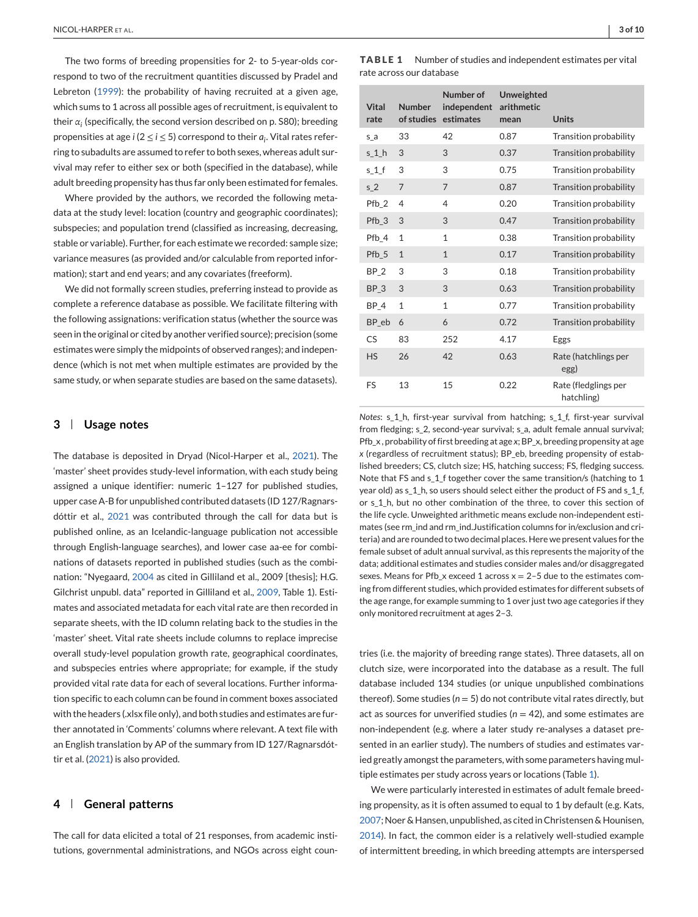The two forms of breeding propensities for 2- to 5-year-olds correspond to two of the recruitment quantities discussed by Pradel and Lebreton (1999): the probability of having recruited at a given age, which sums to 1 across all possible ages of recruitment, is equivalent to their $\alpha_i$ (specifically, the second version described on p. S80); breeding propensities at age $i$ ($2 \leq i \leq 5$) correspond to their $a_i$. Vital rates referring to subadults are assumed to refer to both sexes, whereas adult survival may refer to either sex or both (specified in the database), while adult breeding propensity has thus far only been estimated for females.

Where provided by the authors, we recorded the following metadata at the study level: location (country and geographic coordinates); subspecies; and population trend (classified as increasing, decreasing, stable or variable). Further, for each estimate we recorded: sample size; variance measures (as provided and/or calculable from reported information); start and end years; and any covariates (freeform).

We did not formally screen studies, preferring instead to provide as complete a reference database as possible. We facilitate filtering with the following assignations: verification status (whether the source was seen in the original or cited by another verified source); precision (some estimates were simply the midpoints of observed ranges); and independence (which is not met when multiple estimates are provided by the same study, or when separate studies are based on the same datasets).

## 3 | Usage notes

The database is deposited in Dryad (Nicol-Harper et al., 2021). The 'master' sheet provides study-level information, with each study being assigned a unique identifier: numeric 1–127 for published studies, upper case A-B for unpublished contributed datasets (ID 127/Ragnarsdóttir et al., 2021 was contributed through the call for data but is published online, as an Icelandic-language publication not accessible through English-language searches), and lower case aa-ee for combinations of datasets reported in published studies (such as the combination: "Nyegaard, 2004 as cited in Gilliland et al., 2009 [thesis]; H.G. Gilchrist unpubl. data" reported in Gilliland et al., 2009, Table 1). Estimates and associated metadata for each vital rate are then recorded in separate sheets, with the ID column relating back to the studies in the 'master' sheet. Vital rate sheets include columns to replace imprecise overall study-level population growth rate, geographical coordinates, and subspecies entries where appropriate; for example, if the study provided vital rate data for each of several locations. Further information specific to each column can be found in comment boxes associated with the headers (.xlsx file only), and both studies and estimates are further annotated in 'Comments' columns where relevant. A text file with an English translation by AP of the summary from ID 127/Ragnarsdóttir et al. (2021) is also provided.

## 4 | General patterns

The call for data elicited a total of 21 responses, from academic institutions, governmental administrations, and NGOs across eight countries (i.e. the majority of breeding range states). Three datasets, all on clutch size, were incorporated into the database as a result. The full database included 134 studies (or unique unpublished combinations thereof). Some studies ($n = 5$) do not contribute vital rates directly, but act as sources for unverified studies ($n = 42$), and some estimates are non-independent (e.g. where a later study re-analyses a dataset presented in an earlier study). The numbers of studies and estimates varied greatly amongst the parameters, with some parameters having multiple estimates per study across years or locations (Table 1).

We were particularly interested in estimates of adult female breeding propensity, as it is often assumed to equal to 1 by default (e.g. Kats, 2007; Noer & Hansen, unpublished, as cited in Christensen & Hounisen, 2014). In fact, the common eider is a relatively well-studied example of intermittent breeding, in which breeding attempts are interspersed

**TABLE 1** Number of studies and independent estimates per vital rate across our database

| Vital rate | Number of studies | Number of independent estimates | Unweighted arithmetic mean | Units |
|---|---|---|---|---|
| s_a | 33 | 42 | 0.87 | Transition probability |
| s_1_h | 3 | 3 | 0.37 | Transition probability |
| s_1_f | 3 | 3 | 0.75 | Transition probability |
| s_2 | 7 | 7 | 0.87 | Transition probability |
| Pfb_2 | 4 | 4 | 0.20 | Transition probability |
| Pfb_3 | 3 | 3 | 0.47 | Transition probability |
| Pfb_4 | 1 | 1 | 0.38 | Transition probability |
| Pfb_5 | 1 | 1 | 0.17 | Transition probability |
| BP_2 | 3 | 3 | 0.18 | Transition probability |
| BP_3 | 3 | 3 | 0.63 | Transition probability |
| BP_4 | 1 | 1 | 0.77 | Transition probability |
| BP_eb | 6 | 6 | 0.72 | Transition probability |
| CS | 83 | 252 | 4.17 | Eggs |
| HS | 26 | 42 | 0.63 | Rate (hatchlings per egg) |
| FS | 13 | 15 | 0.22 | Rate (fledglings per hatchling) |

*Notes*: s_1_h, first-year survival from hatching; s_1_f, first-year survival from fledging; s_2, second-year survival; s_a, adult female annual survival; Pfb_x, probability of first breeding at age $x$; BP_x, breeding propensity at age $x$ (regardless of recruitment status); BP_eb, breeding propensity of established breeders; CS, clutch size; HS, hatching success; FS, fledging success. Note that FS and s_1_f together cover the same transition/s (hatching to 1 year old) as s_1_h, so users should select either the product of FS and s_1_f, or s_1_h, but no other combination of the three, to cover this section of the life cycle. Unweighted arithmetic means exclude non-independent estimates (see rm_ind and rm_ind.Justification columns for in/exclusion and criteria) and are rounded to two decimal places. Here we present values for the female subset of adult annual survival, as this represents the majority of the data; additional estimates and studies consider males and/or disaggregated sexes. Means for Pfb_x exceed 1 across $x = 2–5$ due to the estimates coming from different studies, which provided estimates for different subsets of the age range, for example summing to 1 over just two age categories if they only monitored recruitment at ages 2–3.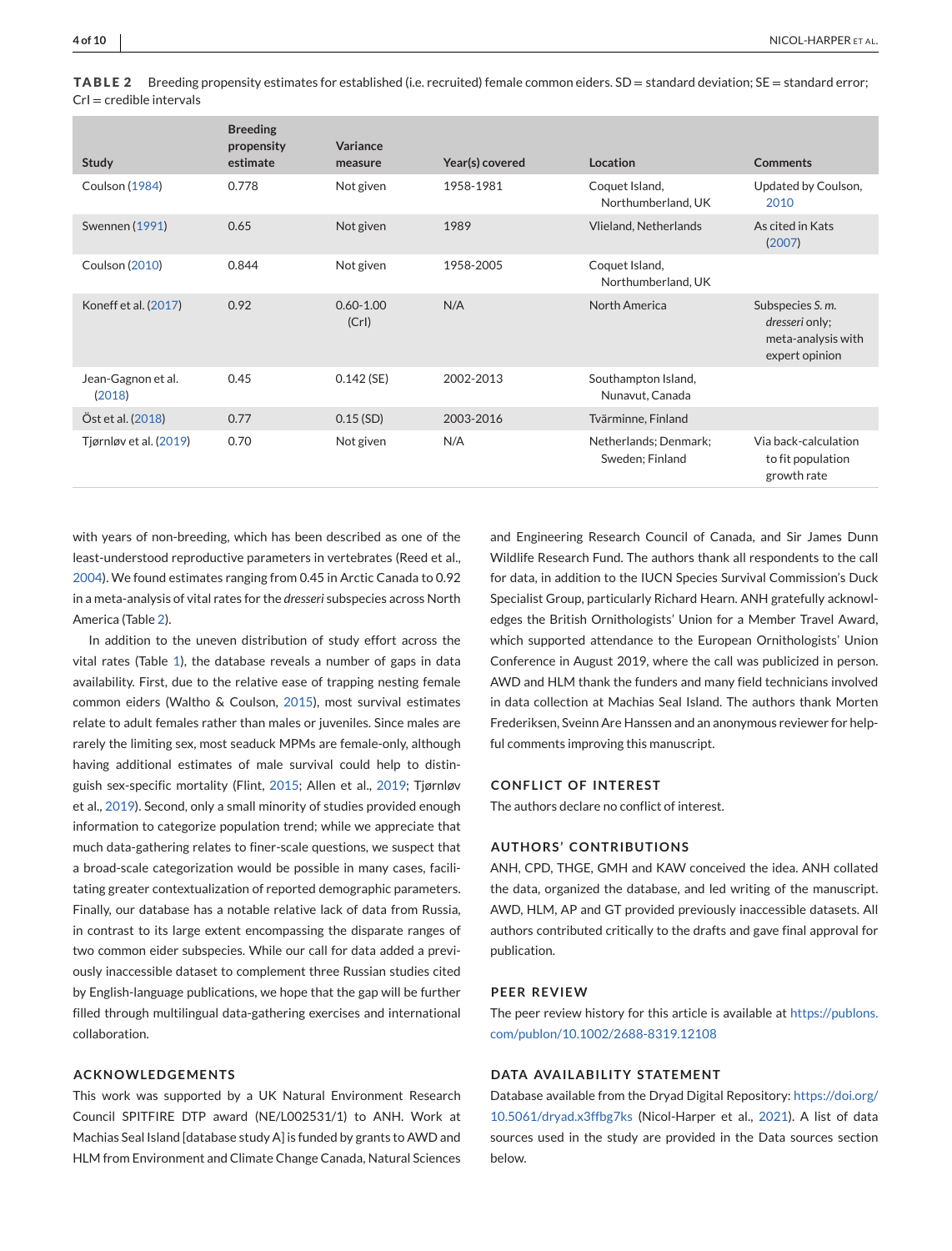**TABLE 2** Breeding propensity estimates for established (i.e. recruited) female common eiders. SD = standard deviation; SE = standard error; CrI = credible intervals

| Study | Breeding propensity estimate | Variance measure | Year(s) covered | Location | Comments |
|---|---|---|---|---|---|
| Coulson (1984) | 0.778 | Not given | 1958-1981 | Coquet Island, Northumberland, UK | Updated by Coulson, 2010 |
| Swennen (1991) | 0.65 | Not given | 1989 | Vlieland, Netherlands | As cited in Kats (2007) |
| Coulson (2010) | 0.844 | Not given | 1958-2005 | Coquet Island, Northumberland, UK | |
| Koneff et al. (2017) | 0.92 | 0.60-1.00 (CrI) | N/A | North America | Subspecies *S. m. dresseri* only; meta-analysis with expert opinion |
| Jean-Gagnon et al. (2018) | 0.45 | 0.142 (SE) | 2002-2013 | Southampton Island, Nunavut, Canada | |
| Öst et al. (2018) | 0.77 | 0.15 (SD) | 2003-2016 | Tvärminne, Finland | |
| Tjørnløv et al. (2019) | 0.70 | Not given | N/A | Netherlands; Denmark; Sweden; Finland | Via back-calculation to fit population growth rate |

with years of non-breeding, which has been described as one of the least-understood reproductive parameters in vertebrates (Reed et al., 2004). We found estimates ranging from 0.45 in Arctic Canada to 0.92 in a meta-analysis of vital rates for the *dresseri* subspecies across North America (Table 2).

In addition to the uneven distribution of study effort across the vital rates (Table 1), the database reveals a number of gaps in data availability. First, due to the relative ease of trapping nesting female common eiders (Waltho & Coulson, 2015), most survival estimates relate to adult females rather than males or juveniles. Since males are rarely the limiting sex, most seaduck MPMs are female-only, although having additional estimates of male survival could help to distinguish sex-specific mortality (Flint, 2015; Allen et al., 2019; Tjørnløv et al., 2019). Second, only a small minority of studies provided enough information to categorize population trend; while we appreciate that much data-gathering relates to finer-scale questions, we suspect that a broad-scale categorization would be possible in many cases, facilitating greater contextualization of reported demographic parameters. Finally, our database has a notable relative lack of data from Russia, in contrast to its large extent encompassing the disparate ranges of two common eider subspecies. While our call for data added a previously inaccessible dataset to complement three Russian studies cited by English-language publications, we hope that the gap will be further filled through multilingual data-gathering exercises and international collaboration.

## ACKNOWLEDGEMENTS

This work was supported by a UK Natural Environment Research Council SPITFIRE DTP award (NE/L002531/1) to ANH. Work at Machias Seal Island [database study A] is funded by grants to AWD and HLM from Environment and Climate Change Canada, Natural Sciences and Engineering Research Council of Canada, and Sir James Dunn Wildlife Research Fund. The authors thank all respondents to the call for data, in addition to the IUCN Species Survival Commission's Duck Specialist Group, particularly Richard Hearn. ANH gratefully acknowledges the British Ornithologists' Union for a Member Travel Award, which supported attendance to the European Ornithologists' Union Conference in August 2019, where the call was publicized in person. AWD and HLM thank the funders and many field technicians involved in data collection at Machias Seal Island. The authors thank Morten Frederiksen, Sveinn Are Hanssen and an anonymous reviewer for helpful comments improving this manuscript.

## CONFLICT OF INTEREST

The authors declare no conflict of interest.

## AUTHORS' CONTRIBUTIONS

ANH, CPD, THGE, GMH and KAW conceived the idea. ANH collated the data, organized the database, and led writing of the manuscript. AWD, HLM, AP and GT provided previously inaccessible datasets. All authors contributed critically to the drafts and gave final approval for publication.

## PEER REVIEW

The peer review history for this article is available at https://publons.com/publon/10.1002/2688-8319.12108

## DATA AVAILABILITY STATEMENT

Database available from the Dryad Digital Repository: https://doi.org/10.5061/dryad.x3ffbg7ks (Nicol-Harper et al., 2021). A list of data sources used in the study are provided in the Data sources section below.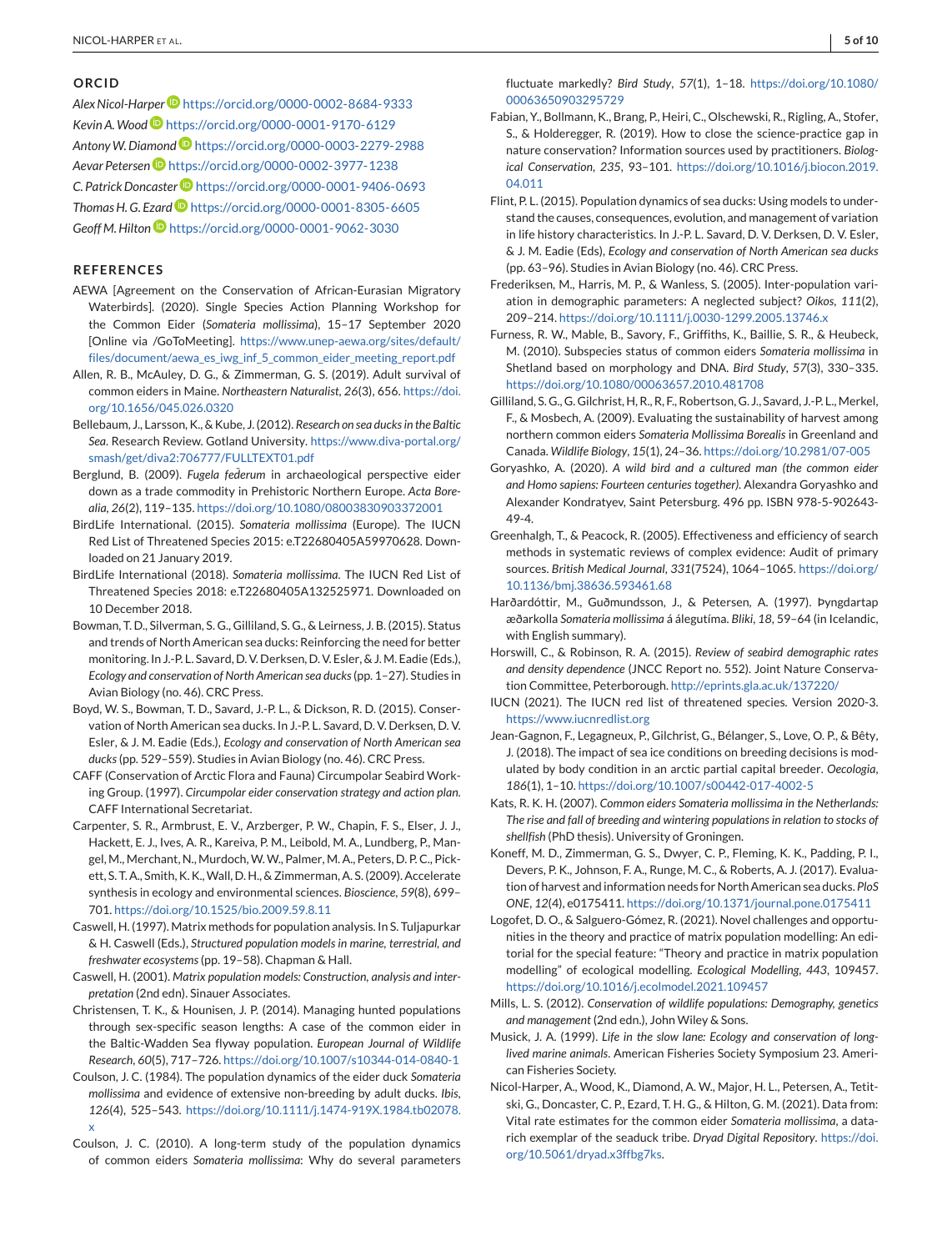## ORCID

*Alex Nicol-Harper* https://orcid.org/0000-0002-8684-9333

*Kevin A. Wood* https://orcid.org/0000-0001-9170-6129

*Antony W. Diamond* https://orcid.org/0000-0003-2279-2988

*Aevar Petersen* https://orcid.org/0000-0002-3977-1238

*C. Patrick Doncaster* https://orcid.org/0000-0001-9406-0693

*Thomas H. G. Ezard* https://orcid.org/0000-0001-8305-6605

*Geoff M. Hilton* https://orcid.org/0000-0001-9062-3030

## REFERENCES

AEWA [Agreement on the Conservation of African-Eurasian Migratory Waterbirds]. (2020). Single Species Action Planning Workshop for the Common Eider (*Somateria mollissima*), 15–17 September 2020 [Online via /GoToMeeting]. https://www.unep-aewa.org/sites/default/files/document/aewa_es_iwg_inf_5_common_eider_meeting_report.pdf

Allen, R. B., McAuley, D. G., & Zimmerman, G. S. (2019). Adult survival of common eiders in Maine. *Northeastern Naturalist*, *26*(3), 656. https://doi.org/10.1656/045.026.0320

Bellebaum, J., Larsson, K., & Kube, J. (2012). *Research on sea ducks in the Baltic Sea*. Research Review. Gotland University. https://www.diva-portal.org/smash/get/diva2:706777/FULLTEXT01.pdf

Berglund, B. (2009). *Fugela feđerum* in archaeological perspective eider down as a trade commodity in Prehistoric Northern Europe. *Acta Borealia*, *26*(2), 119–135. https://doi.org/10.1080/08003830903372001

BirdLife International. (2015). *Somateria mollissima* (Europe). The IUCN Red List of Threatened Species 2015: e.T22680405A59970628. Downloaded on 21 January 2019.

BirdLife International (2018). *Somateria mollissima*. The IUCN Red List of Threatened Species 2018: e.T22680405A132525971. Downloaded on 10 December 2018.

Bowman, T. D., Silverman, S. G., Gilliland, S. G., & Leirness, J. B. (2015). Status and trends of North American sea ducks: Reinforcing the need for better monitoring. In J.-P. L. Savard, D. V. Derksen, D. V. Esler, & J. M. Eadie (Eds.), *Ecology and conservation of North American sea ducks* (pp. 1–27). Studies in Avian Biology (no. 46). CRC Press.

Boyd, W. S., Bowman, T. D., Savard, J.-P. L., & Dickson, R. D. (2015). Conservation of North American sea ducks. In J.-P. L. Savard, D. V. Derksen, D. V. Esler, & J. M. Eadie (Eds.), *Ecology and conservation of North American sea ducks* (pp. 529–559). Studies in Avian Biology (no. 46). CRC Press.

CAFF (Conservation of Arctic Flora and Fauna) Circumpolar Seabird Working Group. (1997). *Circumpolar eider conservation strategy and action plan*. CAFF International Secretariat.

Carpenter, S. R., Armbrust, E. V., Arzberger, P. W., Chapin, F. S., Elser, J. J., Hackett, E. J., Ives, A. R., Kareiva, P. M., Leibold, M. A., Lundberg, P., Mangel, M., Merchant, N., Murdoch, W. W., Palmer, M. A., Peters, D. P. C., Pickett, S. T. A., Smith, K. K., Wall, D. H., & Zimmerman, A. S. (2009). Accelerate synthesis in ecology and environmental sciences. *Bioscience*, *59*(8), 699–701. https://doi.org/10.1525/bio.2009.59.8.11

Caswell, H. (1997). Matrix methods for population analysis. In S. Tuljapurkar & H. Caswell (Eds.), *Structured population models in marine, terrestrial, and freshwater ecosystems* (pp. 19–58). Chapman & Hall.

Caswell, H. (2001). *Matrix population models: Construction, analysis and interpretation* (2nd edn). Sinauer Associates.

Christensen, T. K., & Hounisen, J. P. (2014). Managing hunted populations through sex-specific season lengths: A case of the common eider in the Baltic-Wadden Sea flyway population. *European Journal of Wildlife Research*, *60*(5), 717–726. https://doi.org/10.1007/s10344-014-0840-1

Coulson, J. C. (1984). The population dynamics of the eider duck *Somateria mollissima* and evidence of extensive non-breeding by adult ducks. *Ibis*, *126*(4), 525–543. https://doi.org/10.1111/j.1474-919X.1984.tb02078.x

Coulson, J. C. (2010). A long-term study of the population dynamics of common eiders *Somateria mollissima*: Why do several parameters fluctuate markedly? *Bird Study*, *57*(1), 1–18. https://doi.org/10.1080/00063650903295729

Fabian, Y., Bollmann, K., Brang, P., Heiri, C., Olschewski, R., Rigling, A., Stofer, S., & Holderegger, R. (2019). How to close the science-practice gap in nature conservation? Information sources used by practitioners. *Biological Conservation*, *235*, 93–101. https://doi.org/10.1016/j.biocon.2019.04.011

Flint, P. L. (2015). Population dynamics of sea ducks: Using models to understand the causes, consequences, evolution, and management of variation in life history characteristics. In J.-P. L. Savard, D. V. Derksen, D. V. Esler, & J. M. Eadie (Eds), *Ecology and conservation of North American sea ducks* (pp. 63–96). Studies in Avian Biology (no. 46). CRC Press.

Frederiksen, M., Harris, M. P., & Wanless, S. (2005). Inter-population variation in demographic parameters: A neglected subject? *Oikos*, *111*(2), 209–214. https://doi.org/10.1111/j.0030-1299.2005.13746.x

Furness, R. W., Mable, B., Savory, F., Griffiths, K., Baillie, S. R., & Heubeck, M. (2010). Subspecies status of common eiders *Somateria mollissima* in Shetland based on morphology and DNA. *Bird Study*, *57*(3), 330–335. https://doi.org/10.1080/00063657.2010.481708

Gilliland, S. G., Gilchrist, H, R., R, F., Robertson, G. J., Savard, J.-P. L., Merkel, F., & Mosbech, A. (2009). Evaluating the sustainability of harvest among northern common eiders *Somateria Mollissima Borealis* in Greenland and Canada. *Wildlife Biology*, *15*(1), 24–36. https://doi.org/10.2981/07-005

Goryashko, A. (2020). *A wild bird and a cultured man (the common eider and Homo sapiens: Fourteen centuries together)*. Alexandra Goryashko and Alexander Kondratyev, Saint Petersburg. 496 pp. ISBN 978-5-902643-49-4.

Greenhalgh, T., & Peacock, R. (2005). Effectiveness and efficiency of search methods in systematic reviews of complex evidence: Audit of primary sources. *British Medical Journal*, *331*(7524), 1064–1065. https://doi.org/10.1136/bmj.38636.593461.68

Harðardóttir, M., Guðmundsson, J., & Petersen, A. (1997). Þyngdartap æðarkolla *Somateria mollissima* á álegutíma. *Bliki*, *18*, 59–64 (in Icelandic, with English summary).

Horswill, C., & Robinson, R. A. (2015). *Review of seabird demographic rates and density dependence* (JNCC Report no. 552). Joint Nature Conservation Committee, Peterborough. http://eprints.gla.ac.uk/137220/

IUCN (2021). The IUCN red list of threatened species. Version 2020-3. https://www.iucnredlist.org

Jean-Gagnon, F., Legagneux, P., Gilchrist, G., Bélanger, S., Love, O. P., & Bêty, J. (2018). The impact of sea ice conditions on breeding decisions is modulated by body condition in an arctic partial capital breeder. *Oecologia*, *186*(1), 1–10. https://doi.org/10.1007/s00442-017-4002-5

Kats, R. K. H. (2007). *Common eiders Somateria mollissima in the Netherlands: The rise and fall of breeding and wintering populations in relation to stocks of shellfish* (PhD thesis). University of Groningen.

Koneff, M. D., Zimmerman, G. S., Dwyer, C. P., Fleming, K. K., Padding, P. I., Devers, P. K., Johnson, F. A., Runge, M. C., & Roberts, A. J. (2017). Evaluation of harvest and information needs for North American sea ducks. *PloS ONE*, *12*(4), e0175411. https://doi.org/10.1371/journal.pone.0175411

Logofet, D. O., & Salguero-Gómez, R. (2021). Novel challenges and opportunities in the theory and practice of matrix population modelling: An editorial for the special feature: "Theory and practice in matrix population modelling" of ecological modelling. *Ecological Modelling*, *443*, 109457. https://doi.org/10.1016/j.ecolmodel.2021.109457

Mills, L. S. (2012). *Conservation of wildlife populations: Demography, genetics and management* (2nd edn.), John Wiley & Sons.

Musick, J. A. (1999). *Life in the slow lane: Ecology and conservation of long-lived marine animals*. American Fisheries Society Symposium 23. American Fisheries Society.

Nicol-Harper, A., Wood, K., Diamond, A. W., Major, H. L., Petersen, A., Tetitski, G., Doncaster, C. P., Ezard, T. H. G., & Hilton, G. M. (2021). Data from: Vital rate estimates for the common eider *Somateria mollissima*, a data-rich exemplar of the seaduck tribe. *Dryad Digital Repository*. https://doi.org/10.5061/dryad.x3ffbg7ks.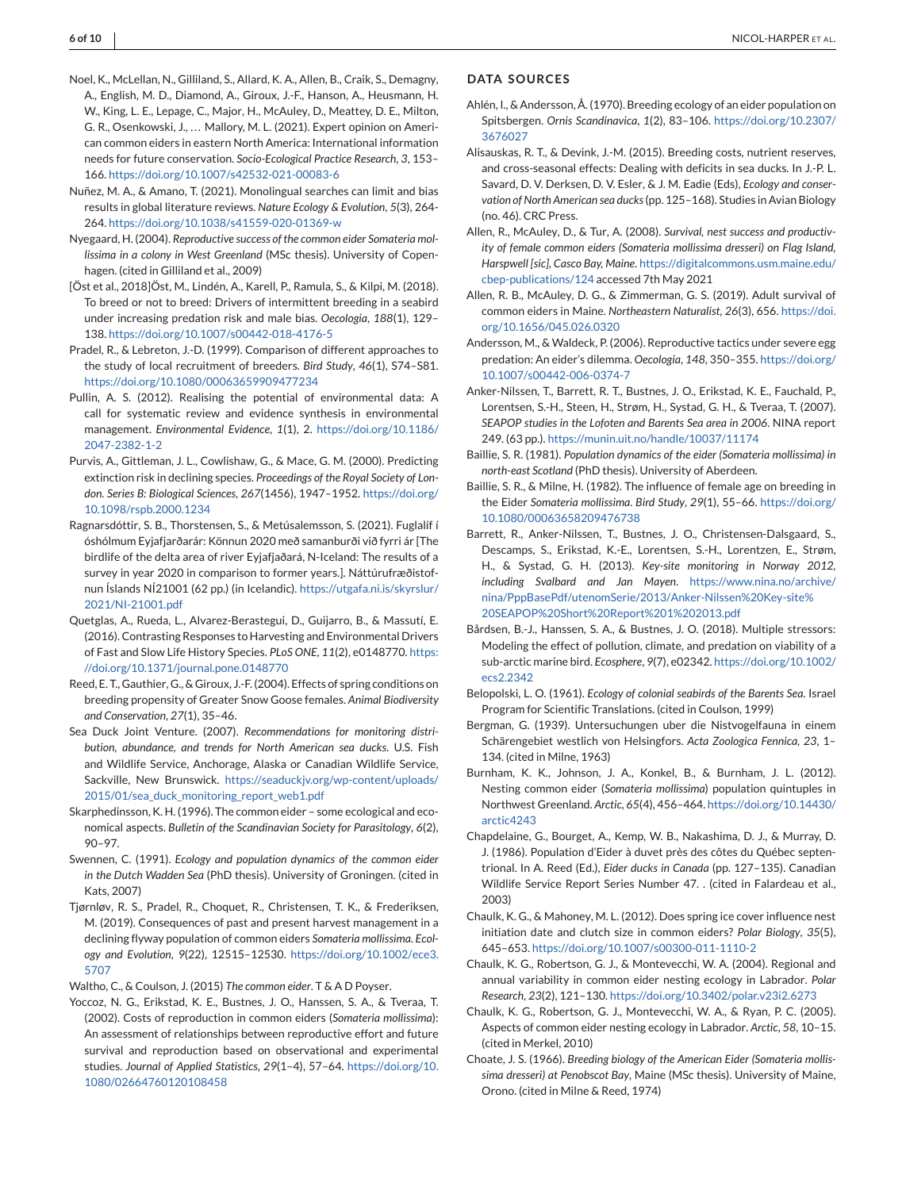Noel, K., McLellan, N., Gilliland, S., Allard, K. A., Allen, B., Craik, S., Demagny, A., English, M. D., Diamond, A., Giroux, J.-F., Hanson, A., Heusmann, H. W., King, L. E., Lepage, C., Major, H., McAuley, D., Meattey, D. E., Milton, G. R., Osenkowski, J., … Mallory, M. L. (2021). Expert opinion on American common eiders in eastern North America: International information needs for future conservation. *Socio-Ecological Practice Research*, *3*, 153–166. https://doi.org/10.1007/s42532-021-00083-6

Nuñez, M. A., & Amano, T. (2021). Monolingual searches can limit and bias results in global literature reviews. *Nature Ecology & Evolution*, *5*(3), 264-264. https://doi.org/10.1038/s41559-020-01369-w

Nyegaard, H. (2004). *Reproductive success of the common eider Somateria mollissima in a colony in West Greenland* (MSc thesis). University of Copenhagen. (cited in Gilliland et al., 2009)

[Öst et al., 2018]Öst, M., Lindén, A., Karell, P., Ramula, S., & Kilpi, M. (2018). To breed or not to breed: Drivers of intermittent breeding in a seabird under increasing predation risk and male bias. *Oecologia*, *188*(1), 129–138. https://doi.org/10.1007/s00442-018-4176-5

Pradel, R., & Lebreton, J.-D. (1999). Comparison of different approaches to the study of local recruitment of breeders. *Bird Study*, *46*(1), S74–S81. https://doi.org/10.1080/00063659909477234

Pullin, A. S. (2012). Realising the potential of environmental data: A call for systematic review and evidence synthesis in environmental management. *Environmental Evidence*, *1*(1), 2. https://doi.org/10.1186/2047-2382-1-2

Purvis, A., Gittleman, J. L., Cowlishaw, G., & Mace, G. M. (2000). Predicting extinction risk in declining species. *Proceedings of the Royal Society of London. Series B: Biological Sciences*, *267*(1456), 1947–1952. https://doi.org/10.1098/rspb.2000.1234

Ragnarsdóttir, S. B., Thorstensen, S., & Metúsalemsson, S. (2021). Fuglalíf í óshólmum Eyjafjarðarár: Könnun 2020 með samanburði við fyrri ár [The birdlife of the delta area of river Eyjafjaðará, N-Iceland: The results of a survey in year 2020 in comparison to former years.]. Náttúrufræðistofnun Íslands NÍ21001 (62 pp.) (in Icelandic). https://utgafa.ni.is/skyrslur/2021/NI-21001.pdf

Quetglas, A., Rueda, L., Alvarez-Berastegui, D., Guijarro, B., & Massutí, E. (2016). Contrasting Responses to Harvesting and Environmental Drivers of Fast and Slow Life History Species. *PLoS ONE*, *11*(2), e0148770. https://doi.org/10.1371/journal.pone.0148770

Reed, E. T., Gauthier, G., & Giroux, J.-F. (2004). Effects of spring conditions on breeding propensity of Greater Snow Goose females. *Animal Biodiversity and Conservation*, *27*(1), 35–46.

Sea Duck Joint Venture. (2007). *Recommendations for monitoring distribution, abundance, and trends for North American sea ducks*. U.S. Fish and Wildlife Service, Anchorage, Alaska or Canadian Wildlife Service, Sackville, New Brunswick. https://seaduckjv.org/wp-content/uploads/2015/01/sea_duck_monitoring_report_web1.pdf

Skarphedinsson, K. H. (1996). The common eider – some ecological and economical aspects. *Bulletin of the Scandinavian Society for Parasitology*, *6*(2), 90–97.

Swennen, C. (1991). *Ecology and population dynamics of the common eider in the Dutch Wadden Sea* (PhD thesis). University of Groningen. (cited in Kats, 2007)

Tjørnløv, R. S., Pradel, R., Choquet, R., Christensen, T. K., & Frederiksen, M. (2019). Consequences of past and present harvest management in a declining flyway population of common eiders *Somateria mollissima*. *Ecology and Evolution*, *9*(22), 12515–12530. https://doi.org/10.1002/ece3.5707

Waltho, C., & Coulson, J. (2015) *The common eider*. T & A D Poyser.

Yoccoz, N. G., Erikstad, K. E., Bustnes, J. O., Hanssen, S. A., & Tveraa, T. (2002). Costs of reproduction in common eiders (*Somateria mollissima*): An assessment of relationships between reproductive effort and future survival and reproduction based on observational and experimental studies. *Journal of Applied Statistics*, *29*(1–4), 57–64. https://doi.org/10.1080/02664760120108458

## DATA SOURCES

Ahlén, I., & Andersson, Å. (1970). Breeding ecology of an eider population on Spitsbergen. *Ornis Scandinavica*, *1*(2), 83–106. https://doi.org/10.2307/3676027

Alisauskas, R. T., & Devink, J.-M. (2015). Breeding costs, nutrient reserves, and cross-seasonal effects: Dealing with deficits in sea ducks. In J.-P. L. Savard, D. V. Derksen, D. V. Esler, & J. M. Eadie (Eds), *Ecology and conservation of North American sea ducks* (pp. 125–168). Studies in Avian Biology (no. 46). CRC Press.

Allen, R., McAuley, D., & Tur, A. (2008). *Survival, nest success and productivity of female common eiders (Somateria mollissima dresseri) on Flag Island, Harspwell [sic], Casco Bay, Maine*. https://digitalcommons.usm.maine.edu/cbep-publications/124 accessed 7th May 2021

Allen, R. B., McAuley, D. G., & Zimmerman, G. S. (2019). Adult survival of common eiders in Maine. *Northeastern Naturalist*, *26*(3), 656. https://doi.org/10.1656/045.026.0320

Andersson, M., & Waldeck, P. (2006). Reproductive tactics under severe egg predation: An eider's dilemma. *Oecologia*, *148*, 350–355. https://doi.org/10.1007/s00442-006-0374-7

Anker-Nilssen, T., Barrett, R. T., Bustnes, J. O., Erikstad, K. E., Fauchald, P., Lorentsen, S.-H., Steen, H., Strøm, H., Systad, G. H., & Tveraa, T. (2007). *SEAPOP studies in the Lofoten and Barents Sea area in 2006*. NINA report 249. (63 pp.). https://munin.uit.no/handle/10037/11174

Baillie, S. R. (1981). *Population dynamics of the eider (Somateria mollissima) in north-east Scotland* (PhD thesis). University of Aberdeen.

Baillie, S. R., & Milne, H. (1982). The influence of female age on breeding in the Eider *Somateria mollissima*. *Bird Study*, *29*(1), 55–66. https://doi.org/10.1080/00063658209476738

Barrett, R., Anker-Nilssen, T., Bustnes, J. O., Christensen-Dalsgaard, S., Descamps, S., Erikstad, K.-E., Lorentsen, S.-H., Lorentzen, E., Strøm, H., & Systad, G. H. (2013). *Key-site monitoring in Norway 2012, including Svalbard and Jan Mayen*. https://www.nina.no/archive/nina/PppBasePdf/utenomSerie/2013/Anker-Nilssen%20Key-site%20SEAPOP%20Short%20Report%201%202013.pdf

Bårdsen, B.-J., Hanssen, S. A., & Bustnes, J. O. (2018). Multiple stressors: Modeling the effect of pollution, climate, and predation on viability of a sub-arctic marine bird. *Ecosphere*, *9*(7), e02342. https://doi.org/10.1002/ecs2.2342

Belopolski, L. O. (1961). *Ecology of colonial seabirds of the Barents Sea*. Israel Program for Scientific Translations. (cited in Coulson, 1999)

Bergman, G. (1939). Untersuchungen uber die Nistvogelfauna in einem Schärengebiet westlich von Helsingfors. *Acta Zoologica Fennica*, *23*, 1–134. (cited in Milne, 1963)

Burnham, K. K., Johnson, J. A., Konkel, B., & Burnham, J. L. (2012). Nesting common eider (*Somateria mollissima*) population quintuples in Northwest Greenland. *Arctic*, *65*(4), 456–464. https://doi.org/10.14430/arctic4243

Chapdelaine, G., Bourget, A., Kemp, W. B., Nakashima, D. J., & Murray, D. J. (1986). Population d'Eider à duvet près des côtes du Québec septentrional. In A. Reed (Ed.), *Eider ducks in Canada* (pp. 127–135). Canadian Wildlife Service Report Series Number 47. . (cited in Falardeau et al., 2003)

Chaulk, K. G., & Mahoney, M. L. (2012). Does spring ice cover influence nest initiation date and clutch size in common eiders? *Polar Biology*, *35*(5), 645–653. https://doi.org/10.1007/s00300-011-1110-2

Chaulk, K. G., Robertson, G. J., & Montevecchi, W. A. (2004). Regional and annual variability in common eider nesting ecology in Labrador. *Polar Research*, *23*(2), 121–130. https://doi.org/10.3402/polar.v23i2.6273

Chaulk, K. G., Robertson, G. J., Montevecchi, W. A., & Ryan, P. C. (2005). Aspects of common eider nesting ecology in Labrador. *Arctic*, *58*, 10–15. (cited in Merkel, 2010)

Choate, J. S. (1966). *Breeding biology of the American Eider (Somateria mollissima dresseri) at Penobscot Bay*, Maine (MSc thesis). University of Maine, Orono. (cited in Milne & Reed, 1974)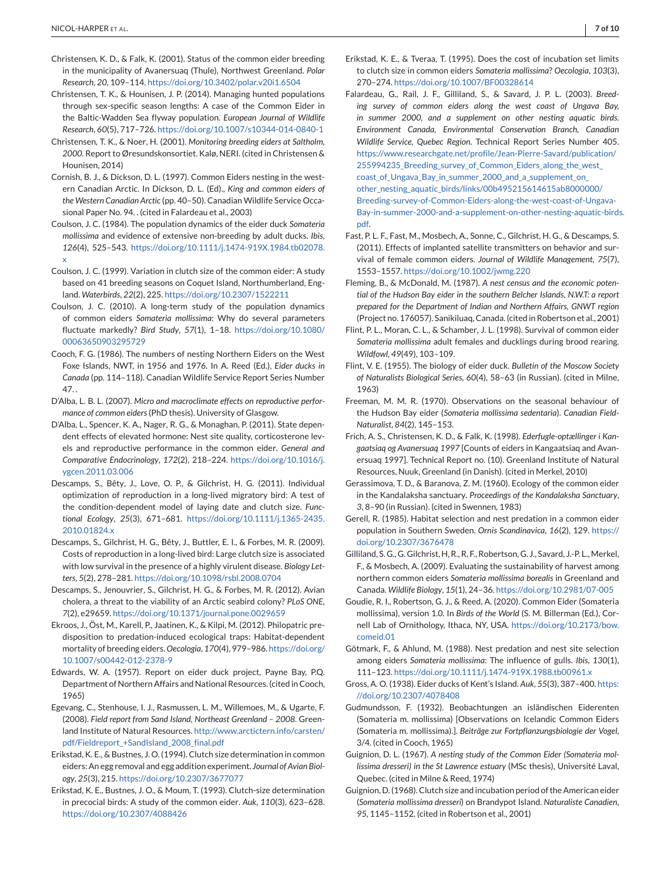Christensen, K. D., & Falk, K. (2001). Status of the common eider breeding in the municipality of Avanersuaq (Thule), Northwest Greenland. *Polar Research*, *20*, 109–114. https://doi.org/10.3402/polar.v20i1.6504

Christensen, T. K., & Hounisen, J. P. (2014). Managing hunted populations through sex-specific season lengths: A case of the Common Eider in the Baltic-Wadden Sea flyway population. *European Journal of Wildlife Research*, *60*(5), 717–726. https://doi.org/10.1007/s10344-014-0840-1

Christensen, T. K., & Noer, H. (2001). *Monitoring breeding eiders at Saltholm, 2000*. Report to Øresundskonsortiet. Kalø, NERI. (cited in Christensen & Hounisen, 2014)

Cornish, B. J., & Dickson, D. L. (1997). Common Eiders nesting in the western Canadian Arctic. In Dickson, D. L. (Ed)., *King and common eiders of the Western Canadian Arctic* (pp. 40–50). Canadian Wildlife Service Occasional Paper No. 94. . (cited in Falardeau et al., 2003)

Coulson, J. C. (1984). The population dynamics of the eider duck *Somateria mollissima* and evidence of extensive non-breeding by adult ducks. *Ibis*, *126*(4), 525–543. https://doi.org/10.1111/j.1474-919X.1984.tb02078.x

Coulson, J. C. (1999). Variation in clutch size of the common eider: A study based on 41 breeding seasons on Coquet Island, Northumberland, England. *Waterbirds*, *22*(2), 225. https://doi.org/10.2307/1522211

Coulson, J. C. (2010). A long-term study of the population dynamics of common eiders *Somateria mollissima*: Why do several parameters fluctuate markedly? *Bird Study*, *57*(1), 1–18. https://doi.org/10.1080/00063650903295729

Cooch, F. G. (1986). The numbers of nesting Northern Eiders on the West Foxe Islands, NWT, in 1956 and 1976. In A. Reed (Ed.), *Eider ducks in Canada* (pp. 114–118). Canadian Wildlife Service Report Series Number 47. .

D'Alba, L. B. L. (2007). *Micro and macroclimate effects on reproductive performance of common eiders* (PhD thesis). University of Glasgow.

D'Alba, L., Spencer, K. A., Nager, R. G., & Monaghan, P. (2011). State dependent effects of elevated hormone: Nest site quality, corticosterone levels and reproductive performance in the common eider. *General and Comparative Endocrinology*, *172*(2), 218–224. https://doi.org/10.1016/j.ygcen.2011.03.006

Descamps, S., Bêty, J., Love, O. P., & Gilchrist, H. G. (2011). Individual optimization of reproduction in a long-lived migratory bird: A test of the condition-dependent model of laying date and clutch size. *Functional Ecology*, *25*(3), 671–681. https://doi.org/10.1111/j.1365-2435.2010.01824.x

Descamps, S., Gilchrist, H. G., Bêty, J., Buttler, E. I., & Forbes, M. R. (2009). Costs of reproduction in a long-lived bird: Large clutch size is associated with low survival in the presence of a highly virulent disease. *Biology Letters*, *5*(2), 278–281. https://doi.org/10.1098/rsbl.2008.0704

Descamps, S., Jenouvrier, S., Gilchrist, H. G., & Forbes, M. R. (2012). Avian cholera, a threat to the viability of an Arctic seabird colony? *PLoS ONE*, *7*(2), e29659. https://doi.org/10.1371/journal.pone.0029659

Ekroos, J., Öst, M., Karell, P., Jaatinen, K., & Kilpi, M. (2012). Philopatric predisposition to predation-induced ecological traps: Habitat-dependent mortality of breeding eiders. *Oecologia*, *170*(4), 979–986. https://doi.org/10.1007/s00442-012-2378-9

Edwards, W. A. (1957). Report on eider duck project, Payne Bay, P.Q. Department of Northern Affairs and National Resources. (cited in Cooch, 1965)

Egevang, C., Stenhouse, I. J., Rasmussen, L. M., Willemoes, M., & Ugarte, F. (2008). *Field report from Sand Island, Northeast Greenland – 2008*. Greenland Institute of Natural Resources. http://www.arctictern.info/carsten/pdf/Fieldreport_+SandIsland_2008_final.pdf

Erikstad, K. E., & Bustnes, J. O. (1994). Clutch size determination in common eiders: An egg removal and egg addition experiment. *Journal of Avian Biology*, *25*(3), 215. https://doi.org/10.2307/3677077

Erikstad, K. E., Bustnes, J. O., & Moum, T. (1993). Clutch-size determination in precocial birds: A study of the common eider. *Auk*, *110*(3), 623–628. https://doi.org/10.2307/4088426

Erikstad, K. E., & Tveraa, T. (1995). Does the cost of incubation set limits to clutch size in common eiders *Somateria mollissima*? *Oecologia*, *103*(3), 270–274. https://doi.org/10.1007/BF00328614

Falardeau, G., Rail, J. F., Gilliland, S., & Savard, J. P. L. (2003). *Breeding survey of common eiders along the west coast of Ungava Bay, in summer 2000, and a supplement on other nesting aquatic birds. Environment Canada, Environmental Conservation Branch, Canadian Wildlife Service, Quebec Region*. Technical Report Series Number 405. https://www.researchgate.net/profile/Jean-Pierre-Savard/publication/255994235_Breeding_survey_of_Common_Eiders_along_the_west_coast_of_Ungava_Bay_in_summer_2000_and_a_supplement_on_other_nesting_aquatic_birds/links/00b495215614615ab8000000/Breeding-survey-of-Common-Eiders-along-the-west-coast-of-Ungava-Bay-in-summer-2000-and-a-supplement-on-other-nesting-aquatic-birds.pdf.

Fast, P. L. F., Fast, M., Mosbech, A., Sonne, C., Gilchrist, H. G., & Descamps, S. (2011). Effects of implanted satellite transmitters on behavior and survival of female common eiders. *Journal of Wildlife Management*, *75*(7), 1553–1557. https://doi.org/10.1002/jwmg.220

Fleming, B., & McDonald, M. (1987). *A nest census and the economic potential of the Hudson Bay eider in the southern Belcher Islands, N.W.T: a report prepared for the Department of Indian and Northern Affairs, GNWT region* (Project no. 176057). Sanikiluaq, Canada. (cited in Robertson et al., 2001)

Flint, P. L., Moran, C. L., & Schamber, J. L. (1998). Survival of common eider *Somateria mollissima* adult females and ducklings during brood rearing. *Wildfowl*, *49*(49), 103–109.

Flint, V. E. (1955). The biology of eider duck. *Bulletin of the Moscow Society of Naturalists Biological Series*, *60*(4), 58–63 (in Russian). (cited in Milne, 1963)

Freeman, M. M. R. (1970). Observations on the seasonal behaviour of the Hudson Bay eider (*Somateria mollissima sedentaria*). *Canadian Field-Naturalist*, *84*(2), 145–153.

Frich, A. S., Christensen, K. D., & Falk, K. (1998). *Ederfugle-optællinger i Kangaatsiaq og Avanersuaq 1997* [Counts of eiders in Kangaatsiaq and Avanersuaq 1997]. Technical Report no. (10). Greenland Institute of Natural Resources, Nuuk, Greenland (in Danish). (cited in Merkel, 2010)

Gerassimova, T. D., & Baranova, Z. M. (1960). Ecology of the common eider in the Kandalaksha sanctuary. *Proceedings of the Kandalaksha Sanctuary*, *3*, 8–90 (in Russian). (cited in Swennen, 1983)

Gerell, R. (1985). Habitat selection and nest predation in a common eider population in Southern Sweden. *Ornis Scandinavica*, *16*(2), 129. https://doi.org/10.2307/3676478

Gilliland, S. G., G. Gilchrist, H, R., R, F., Robertson, G. J., Savard, J.-P. L., Merkel, F., & Mosbech, A. (2009). Evaluating the sustainability of harvest among northern common eiders *Somateria mollissima borealis* in Greenland and Canada. *Wildlife Biology*, *15*(1), 24–36. https://doi.org/10.2981/07-005

Goudie, R. I., Robertson, G. J., & Reed, A. (2020). Common Eider (Somateria mollissima), version 1.0. In *Birds of the World* (S. M. Billerman (Ed.), Cornell Lab of Ornithology, Ithaca, NY, USA. https://doi.org/10.2173/bow.comeid.01

Götmark, F., & Ahlund, M. (1988). Nest predation and nest site selection among eiders *Somateria mollissima*: The influence of gulls. *Ibis*, *130*(1), 111–123. https://doi.org/10.1111/j.1474-919X.1988.tb00961.x

Gross, A. O. (1938). Eider ducks of Kent's Island. *Auk*, *55*(3), 387–400. https://doi.org/10.2307/4078408

Gudmundsson, F. (1932). Beobachtungen an isländischen Eiderenten (Somateria m. mollissima) [Observations on Icelandic Common Eiders (Somateria m. mollissima).]. *Beiträge zur Fortpflanzungsbiologie der Vogel*, 3/4. (cited in Cooch, 1965)

Guignion, D. L. (1967). *A nesting study of the Common Eider (Somateria mollissima dresseri) in the St Lawrence estuary* (MSc thesis), Université Laval, Quebec. (cited in Milne & Reed, 1974)

Guignion, D. (1968). Clutch size and incubation period of the American eider (*Somateria mollissima dresseri*) on Brandypot Island. *Naturaliste Canadien*, *95*, 1145–1152. (cited in Robertson et al., 2001)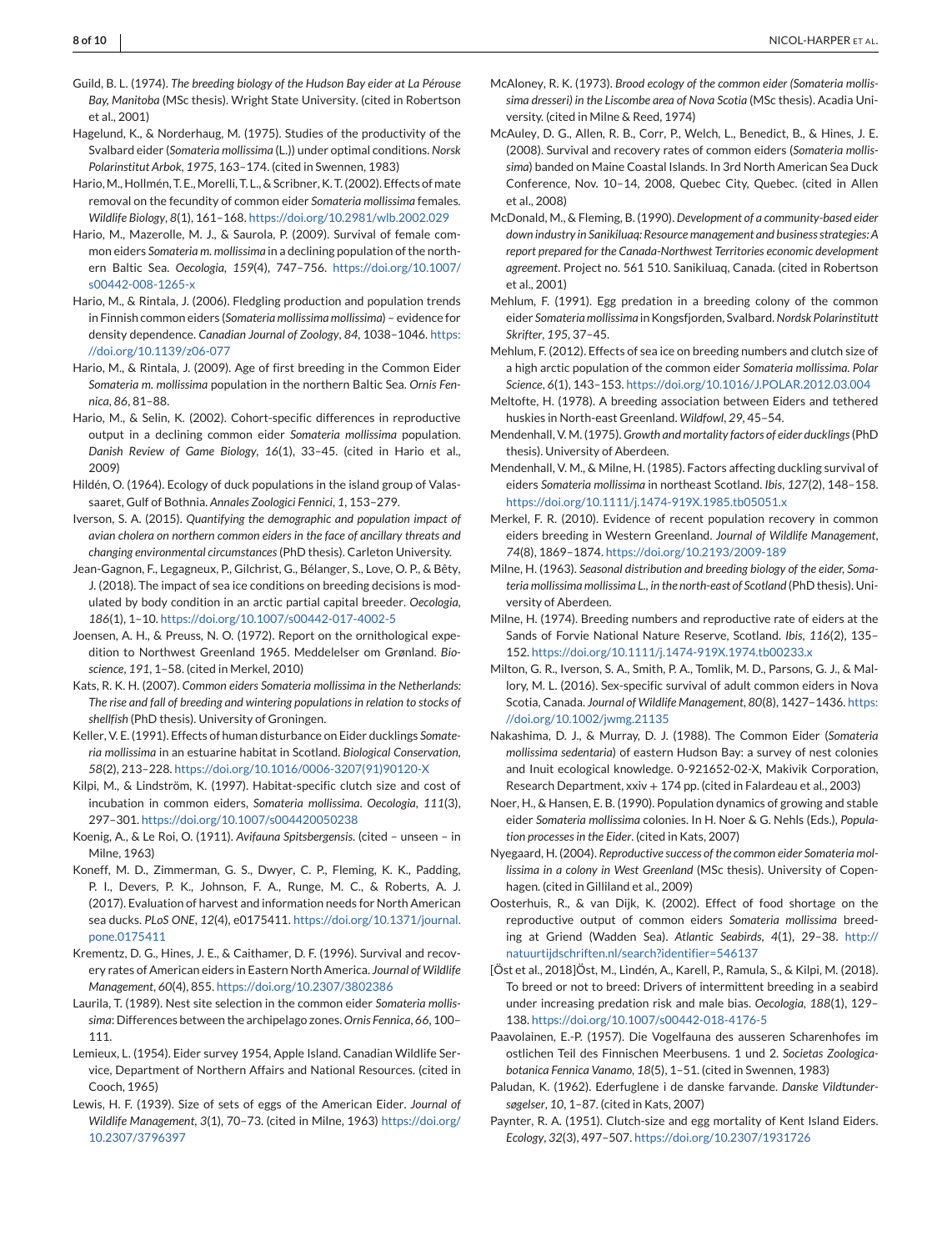Guild, B. L. (1974). *The breeding biology of the Hudson Bay eider at La Pérouse Bay, Manitoba* (MSc thesis). Wright State University. (cited in Robertson et al., 2001)

Hagelund, K., & Norderhaug, M. (1975). Studies of the productivity of the Svalbard eider (*Somateria mollissima* (L.)) under optimal conditions. *Norsk Polarinstitut Arbok*, *1975*, 163–174. (cited in Swennen, 1983)

Hario, M., Hollmén, T. E., Morelli, T. L., & Scribner, K. T. (2002). Effects of mate removal on the fecundity of common eider *Somateria mollissima* females. *Wildlife Biology*, *8*(1), 161–168. https://doi.org/10.2981/wlb.2002.029

Hario, M., Mazerolle, M. J., & Saurola, P. (2009). Survival of female common eiders *Somateria m. mollissima* in a declining population of the northern Baltic Sea. *Oecologia*, *159*(4), 747–756. https://doi.org/10.1007/s00442-008-1265-x

Hario, M., & Rintala, J. (2006). Fledgling production and population trends in Finnish common eiders (*Somateria mollissima mollissima*) – evidence for density dependence. *Canadian Journal of Zoology*, *84*, 1038–1046. https://doi.org/10.1139/z06-077

Hario, M., & Rintala, J. (2009). Age of first breeding in the Common Eider *Somateria m. mollissima* population in the northern Baltic Sea. *Ornis Fennica*, *86*, 81–88.

Hario, M., & Selin, K. (2002). Cohort-specific differences in reproductive output in a declining common eider *Somateria mollissima* population. *Danish Review of Game Biology*, *16*(1), 33–45. (cited in Hario et al., 2009)

Hildén, O. (1964). Ecology of duck populations in the island group of Valassaaret, Gulf of Bothnia. *Annales Zoologici Fennici*, *1*, 153–279.

Iverson, S. A. (2015). *Quantifying the demographic and population impact of avian cholera on northern common eiders in the face of ancillary threats and changing environmental circumstances* (PhD thesis). Carleton University.

Jean-Gagnon, F., Legagneux, P., Gilchrist, G., Bélanger, S., Love, O. P., & Bêty, J. (2018). The impact of sea ice conditions on breeding decisions is modulated by body condition in an arctic partial capital breeder. *Oecologia*, *186*(1), 1–10. https://doi.org/10.1007/s00442-017-4002-5

Joensen, A. H., & Preuss, N. O. (1972). Report on the ornithological expedition to Northwest Greenland 1965. Meddelelser om Grønland. *Bioscience*, *191*, 1–58. (cited in Merkel, 2010)

Kats, R. K. H. (2007). *Common eiders Somateria mollissima in the Netherlands: The rise and fall of breeding and wintering populations in relation to stocks of shellfish* (PhD thesis). University of Groningen.

Keller, V. E. (1991). Effects of human disturbance on Eider ducklings *Somateria mollissima* in an estuarine habitat in Scotland. *Biological Conservation*, *58*(2), 213–228. https://doi.org/10.1016/0006-3207(91)90120-X

Kilpi, M., & Lindström, K. (1997). Habitat-specific clutch size and cost of incubation in common eiders, *Somateria mollissima*. *Oecologia*, *111*(3), 297–301. https://doi.org/10.1007/s004420050238

Koenig, A., & Le Roi, O. (1911). *Avifauna Spitsbergensis*. (cited – unseen – in Milne, 1963)

Koneff, M. D., Zimmerman, G. S., Dwyer, C. P., Fleming, K. K., Padding, P. I., Devers, P. K., Johnson, F. A., Runge, M. C., & Roberts, A. J. (2017). Evaluation of harvest and information needs for North American sea ducks. *PLoS ONE*, *12*(4), e0175411. https://doi.org/10.1371/journal.pone.0175411

Krementz, D. G., Hines, J. E., & Caithamer, D. F. (1996). Survival and recovery rates of American eiders in Eastern North America. *Journal of Wildlife Management*, *60*(4), 855. https://doi.org/10.2307/3802386

Laurila, T. (1989). Nest site selection in the common eider *Somateria mollissima*: Differences between the archipelago zones. *Ornis Fennica*, *66*, 100–111.

Lemieux, L. (1954). Eider survey 1954, Apple Island. Canadian Wildlife Service, Department of Northern Affairs and National Resources. (cited in Cooch, 1965)

Lewis, H. F. (1939). Size of sets of eggs of the American Eider. *Journal of Wildlife Management*, *3*(1), 70–73. (cited in Milne, 1963) https://doi.org/10.2307/3796397

McAloney, R. K. (1973). *Brood ecology of the common eider (Somateria mollissima dresseri) in the Liscombe area of Nova Scotia* (MSc thesis). Acadia University. (cited in Milne & Reed, 1974)

McAuley, D. G., Allen, R. B., Corr, P., Welch, L., Benedict, B., & Hines, J. E. (2008). Survival and recovery rates of common eiders (*Somateria mollissima*) banded on Maine Coastal Islands. In 3rd North American Sea Duck Conference, Nov. 10–14, 2008, Quebec City, Quebec. (cited in Allen et al., 2008)

McDonald, M., & Fleming, B. (1990). *Development of a community-based eider down industry in Sanikiluaq: Resource management and business strategies: A report prepared for the Canada-Northwest Territories economic development agreement*. Project no. 561 510. Sanikiluaq, Canada. (cited in Robertson et al., 2001)

Mehlum, F. (1991). Egg predation in a breeding colony of the common eider *Somateria mollissima* in Kongsfjorden, Svalbard. *Nordsk Polarinstitutt Skrifter*, *195*, 37–45.

Mehlum, F. (2012). Effects of sea ice on breeding numbers and clutch size of a high arctic population of the common eider *Somateria mollissima*. *Polar Science*, *6*(1), 143–153. https://doi.org/10.1016/J.POLAR.2012.03.004

Meltofte, H. (1978). A breeding association between Eiders and tethered huskies in North-east Greenland. *Wildfowl*, *29*, 45–54.

Mendenhall, V. M. (1975). *Growth and mortality factors of eider ducklings* (PhD thesis). University of Aberdeen.

Mendenhall, V. M., & Milne, H. (1985). Factors affecting duckling survival of eiders *Somateria mollissima* in northeast Scotland. *Ibis*, *127*(2), 148–158. https://doi.org/10.1111/j.1474-919X.1985.tb05051.x

Merkel, F. R. (2010). Evidence of recent population recovery in common eiders breeding in Western Greenland. *Journal of Wildlife Management*, *74*(8), 1869–1874. https://doi.org/10.2193/2009-189

Milne, H. (1963). *Seasonal distribution and breeding biology of the eider, Somateria mollissima mollissima L., in the north-east of Scotland* (PhD thesis). University of Aberdeen.

Milne, H. (1974). Breeding numbers and reproductive rate of eiders at the Sands of Forvie National Nature Reserve, Scotland. *Ibis*, *116*(2), 135–152. https://doi.org/10.1111/j.1474-919X.1974.tb00233.x

Milton, G. R., Iverson, S. A., Smith, P. A., Tomlik, M. D., Parsons, G. J., & Mallory, M. L. (2016). Sex-specific survival of adult common eiders in Nova Scotia, Canada. *Journal of Wildlife Management*, *80*(8), 1427–1436. https://doi.org/10.1002/jwmg.21135

Nakashima, D. J., & Murray, D. J. (1988). The Common Eider (*Somateria mollissima sedentaria*) of eastern Hudson Bay: a survey of nest colonies and Inuit ecological knowledge. 0-921652-02-X, Makivik Corporation, Research Department, xxiv + 174 pp. (cited in Falardeau et al., 2003)

Noer, H., & Hansen, E. B. (1990). Population dynamics of growing and stable eider *Somateria mollissima* colonies. In H. Noer & G. Nehls (Eds.), *Population processes in the Eider*. (cited in Kats, 2007)

Nyegaard, H. (2004). *Reproductive success of the common eider Somateria mollissima in a colony in West Greenland* (MSc thesis). University of Copenhagen. (cited in Gilliland et al., 2009)

Oosterhuis, R., & van Dijk, K. (2002). Effect of food shortage on the reproductive output of common eiders *Somateria mollissima* breeding at Griend (Wadden Sea). *Atlantic Seabirds*, *4*(1), 29–38. http://natuurtijdschriften.nl/search?identifier=546137

[Öst et al., 2018]Öst, M., Lindén, A., Karell, P., Ramula, S., & Kilpi, M. (2018). To breed or not to breed: Drivers of intermittent breeding in a seabird under increasing predation risk and male bias. *Oecologia*, *188*(1), 129–138. https://doi.org/10.1007/s00442-018-4176-5

Paavolainen, E.-P. (1957). Die Vogelfauna des ausseren Scharenhofes im ostlichen Teil des Finnischen Meerbusens. 1 und 2. *Societas Zoologica-botanica Fennica Vanamo*, *18*(5), 1–51. (cited in Swennen, 1983)

Paludan, K. (1962). Ederfuglene i de danske farvande. *Danske Vildtundersøgelser*, *10*, 1–87. (cited in Kats, 2007)

Paynter, R. A. (1951). Clutch-size and egg mortality of Kent Island Eiders. *Ecology*, *32*(3), 497–507. https://doi.org/10.2307/1931726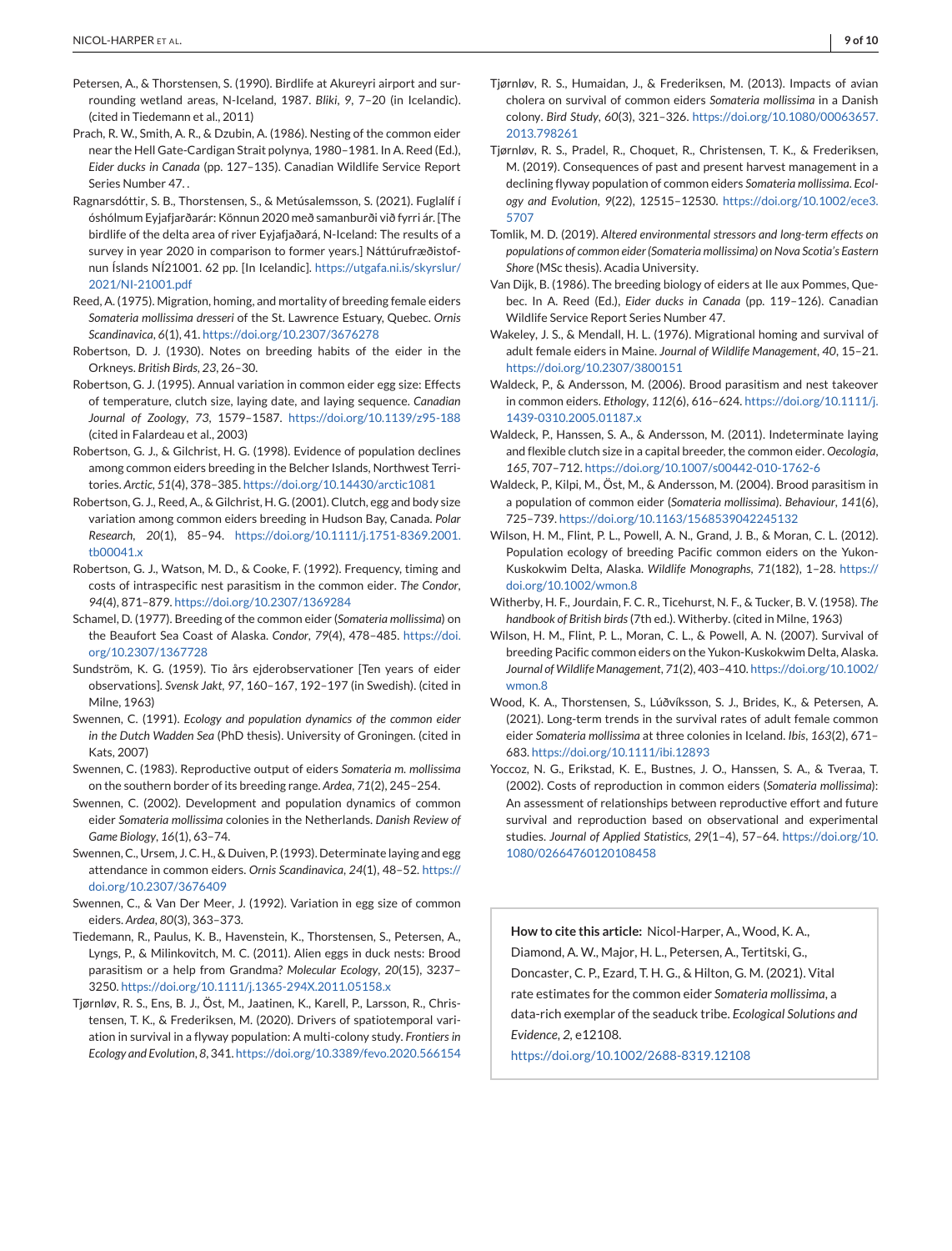Petersen, A., & Thorstensen, S. (1990). Birdlife at Akureyri airport and surrounding wetland areas, N-Iceland, 1987. *Bliki*, *9*, 7–20 (in Icelandic). (cited in Tiedemann et al., 2011)

Prach, R. W., Smith, A. R., & Dzubin, A. (1986). Nesting of the common eider near the Hell Gate-Cardigan Strait polynya, 1980–1981. In A. Reed (Ed.), *Eider ducks in Canada* (pp. 127–135). Canadian Wildlife Service Report Series Number 47. .

Ragnarsdóttir, S. B., Thorstensen, S., & Metúsalemsson, S. (2021). Fuglalíf í óshólmum Eyjafjarðarár: Könnun 2020 með samanburði við fyrri ár. [The birdlife of the delta area of river Eyjafjaðará, N-Iceland: The results of a survey in year 2020 in comparison to former years.] Náttúrufræðistofnun Íslands NÍ21001. 62 pp. [In Icelandic]. https://utgafa.ni.is/skyrslur/2021/NI-21001.pdf

Reed, A. (1975). Migration, homing, and mortality of breeding female eiders *Somateria mollissima dresseri* of the St. Lawrence Estuary, Quebec. *Ornis Scandinavica*, *6*(1), 41. https://doi.org/10.2307/3676278

Robertson, D. J. (1930). Notes on breeding habits of the eider in the Orkneys. *British Birds*, *23*, 26–30.

Robertson, G. J. (1995). Annual variation in common eider egg size: Effects of temperature, clutch size, laying date, and laying sequence. *Canadian Journal of Zoology*, *73*, 1579–1587. https://doi.org/10.1139/z95-188 (cited in Falardeau et al., 2003)

Robertson, G. J., & Gilchrist, H. G. (1998). Evidence of population declines among common eiders breeding in the Belcher Islands, Northwest Territories. *Arctic*, *51*(4), 378–385. https://doi.org/10.14430/arctic1081

Robertson, G. J., Reed, A., & Gilchrist, H. G. (2001). Clutch, egg and body size variation among common eiders breeding in Hudson Bay, Canada. *Polar Research*, *20*(1), 85–94. https://doi.org/10.1111/j.1751-8369.2001.tb00041.x

Robertson, G. J., Watson, M. D., & Cooke, F. (1992). Frequency, timing and costs of intraspecific nest parasitism in the common eider. *The Condor*, *94*(4), 871–879. https://doi.org/10.2307/1369284

Schamel, D. (1977). Breeding of the common eider (*Somateria mollissima*) on the Beaufort Sea Coast of Alaska. *Condor*, *79*(4), 478–485. https://doi.org/10.2307/1367728

Sundström, K. G. (1959). Tio års ejderobservationer [Ten years of eider observations]. *Svensk Jakt*, *97*, 160–167, 192–197 (in Swedish). (cited in Milne, 1963)

Swennen, C. (1991). *Ecology and population dynamics of the common eider in the Dutch Wadden Sea* (PhD thesis). University of Groningen. (cited in Kats, 2007)

Swennen, C. (1983). Reproductive output of eiders *Somateria m. mollissima* on the southern border of its breeding range. *Ardea*, *71*(2), 245–254.

Swennen, C. (2002). Development and population dynamics of common eider *Somateria mollissima* colonies in the Netherlands. *Danish Review of Game Biology*, *16*(1), 63–74.

Swennen, C., Ursem, J. C. H., & Duiven, P. (1993). Determinate laying and egg attendance in common eiders. *Ornis Scandinavica*, *24*(1), 48–52. https://doi.org/10.2307/3676409

Swennen, C., & Van Der Meer, J. (1992). Variation in egg size of common eiders. *Ardea*, *80*(3), 363–373.

Tiedemann, R., Paulus, K. B., Havenstein, K., Thorstensen, S., Petersen, A., Lyngs, P., & Milinkovitch, M. C. (2011). Alien eggs in duck nests: Brood parasitism or a help from Grandma? *Molecular Ecology*, *20*(15), 3237–3250. https://doi.org/10.1111/j.1365-294X.2011.05158.x

Tjørnløv, R. S., Ens, B. J., Öst, M., Jaatinen, K., Karell, P., Larsson, R., Christensen, T. K., & Frederiksen, M. (2020). Drivers of spatiotemporal variation in survival in a flyway population: A multi-colony study. *Frontiers in Ecology and Evolution*, *8*, 341. https://doi.org/10.3389/fevo.2020.566154

Tjørnløv, R. S., Humaidan, J., & Frederiksen, M. (2013). Impacts of avian cholera on survival of common eiders *Somateria mollissima* in a Danish colony. *Bird Study*, *60*(3), 321–326. https://doi.org/10.1080/00063657.2013.798261

Tjørnløv, R. S., Pradel, R., Choquet, R., Christensen, T. K., & Frederiksen, M. (2019). Consequences of past and present harvest management in a declining flyway population of common eiders *Somateria mollissima*. *Ecology and Evolution*, *9*(22), 12515–12530. https://doi.org/10.1002/ece3.5707

Tomlik, M. D. (2019). *Altered environmental stressors and long-term effects on populations of common eider (Somateria mollissima) on Nova Scotia's Eastern Shore* (MSc thesis). Acadia University.

Van Dijk, B. (1986). The breeding biology of eiders at Ile aux Pommes, Quebec. In A. Reed (Ed.), *Eider ducks in Canada* (pp. 119–126). Canadian Wildlife Service Report Series Number 47.

Wakeley, J. S., & Mendall, H. L. (1976). Migrational homing and survival of adult female eiders in Maine. *Journal of Wildlife Management*, *40*, 15–21. https://doi.org/10.2307/3800151

Waldeck, P., & Andersson, M. (2006). Brood parasitism and nest takeover in common eiders. *Ethology*, *112*(6), 616–624. https://doi.org/10.1111/j.1439-0310.2005.01187.x

Waldeck, P., Hanssen, S. A., & Andersson, M. (2011). Indeterminate laying and flexible clutch size in a capital breeder, the common eider. *Oecologia*, *165*, 707–712. https://doi.org/10.1007/s00442-010-1762-6

Waldeck, P., Kilpi, M., Öst, M., & Andersson, M. (2004). Brood parasitism in a population of common eider (*Somateria mollissima*). *Behaviour*, *141*(6), 725–739. https://doi.org/10.1163/1568539042245132

Wilson, H. M., Flint, P. L., Powell, A. N., Grand, J. B., & Moran, C. L. (2012). Population ecology of breeding Pacific common eiders on the Yukon-Kuskokwim Delta, Alaska. *Wildlife Monographs*, *71*(182), 1–28. https://doi.org/10.1002/wmon.8

Witherby, H. F., Jourdain, F. C. R., Ticehurst, N. F., & Tucker, B. V. (1958). *The handbook of British birds* (7th ed.). Witherby. (cited in Milne, 1963)

Wilson, H. M., Flint, P. L., Moran, C. L., & Powell, A. N. (2007). Survival of breeding Pacific common eiders on the Yukon-Kuskokwim Delta, Alaska. *Journal of Wildlife Management*, *71*(2), 403–410. https://doi.org/10.1002/wmon.8

Wood, K. A., Thorstensen, S., Lúðvíksson, S. J., Brides, K., & Petersen, A. (2021). Long-term trends in the survival rates of adult female common eider *Somateria mollissima* at three colonies in Iceland. *Ibis*, *163*(2), 671–683. https://doi.org/10.1111/ibi.12893

Yoccoz, N. G., Erikstad, K. E., Bustnes, J. O., Hanssen, S. A., & Tveraa, T. (2002). Costs of reproduction in common eiders (*Somateria mollissima*): An assessment of relationships between reproductive effort and future survival and reproduction based on observational and experimental studies. *Journal of Applied Statistics*, *29*(1–4), 57–64. https://doi.org/10.1080/02664760120108458

**How to cite this article:** Nicol-Harper, A., Wood, K. A., Diamond, A. W., Major, H. L., Petersen, A., Tertitski, G., Doncaster, C. P., Ezard, T. H. G., & Hilton, G. M. (2021). Vital rate estimates for the common eider *Somateria mollissima*, a data-rich exemplar of the seaduck tribe. *Ecological Solutions and Evidence*, *2*, e12108.
https://doi.org/10.1002/2688-8319.12108